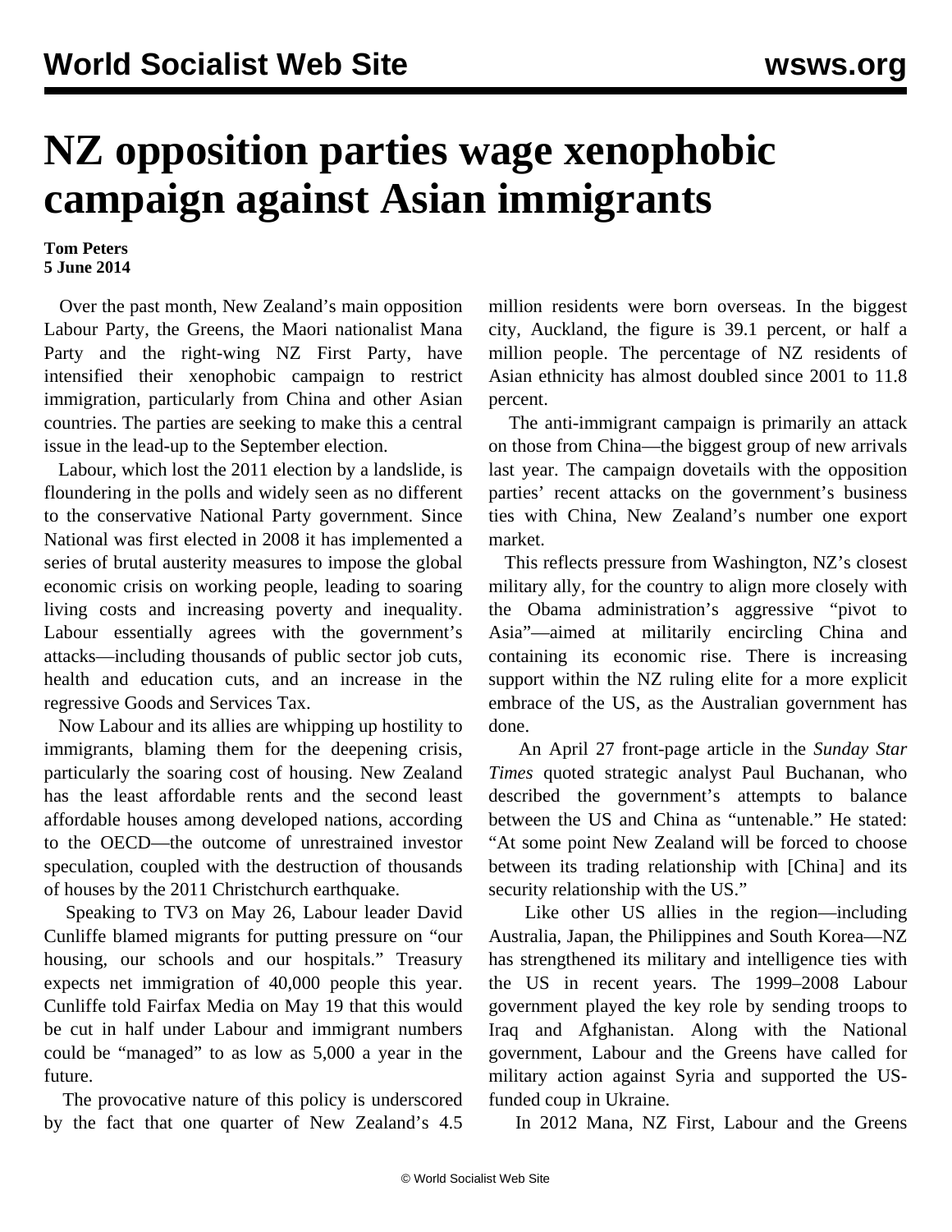# NZ opposition parties wage xenophobic campaign against Asian immigrants

**Tom Peters**
**5 June 2014**

Over the past month, New Zealand's main opposition Labour Party, the Greens, the Maori nationalist Mana Party and the right-wing NZ First Party, have intensified their xenophobic campaign to restrict immigration, particularly from China and other Asian countries. The parties are seeking to make this a central issue in the lead-up to the September election.

Labour, which lost the 2011 election by a landslide, is floundering in the polls and widely seen as no different to the conservative National Party government. Since National was first elected in 2008 it has implemented a series of brutal austerity measures to impose the global economic crisis on working people, leading to soaring living costs and increasing poverty and inequality. Labour essentially agrees with the government's attacks—including thousands of public sector job cuts, health and education cuts, and an increase in the regressive Goods and Services Tax.

Now Labour and its allies are whipping up hostility to immigrants, blaming them for the deepening crisis, particularly the soaring cost of housing. New Zealand has the least affordable rents and the second least affordable houses among developed nations, according to the OECD—the outcome of unrestrained investor speculation, coupled with the destruction of thousands of houses by the 2011 Christchurch earthquake.

Speaking to TV3 on May 26, Labour leader David Cunliffe blamed migrants for putting pressure on "our housing, our schools and our hospitals." Treasury expects net immigration of 40,000 people this year. Cunliffe told Fairfax Media on May 19 that this would be cut in half under Labour and immigrant numbers could be "managed" to as low as 5,000 a year in the future.

The provocative nature of this policy is underscored by the fact that one quarter of New Zealand's 4.5 million residents were born overseas. In the biggest city, Auckland, the figure is 39.1 percent, or half a million people. The percentage of NZ residents of Asian ethnicity has almost doubled since 2001 to 11.8 percent.

The anti-immigrant campaign is primarily an attack on those from China—the biggest group of new arrivals last year. The campaign dovetails with the opposition parties' recent attacks on the government's business ties with China, New Zealand's number one export market.

This reflects pressure from Washington, NZ's closest military ally, for the country to align more closely with the Obama administration's aggressive "pivot to Asia"—aimed at militarily encircling China and containing its economic rise. There is increasing support within the NZ ruling elite for a more explicit embrace of the US, as the Australian government has done.

An April 27 front-page article in the *Sunday Star Times* quoted strategic analyst Paul Buchanan, who described the government's attempts to balance between the US and China as "untenable." He stated: "At some point New Zealand will be forced to choose between its trading relationship with [China] and its security relationship with the US."

Like other US allies in the region—including Australia, Japan, the Philippines and South Korea—NZ has strengthened its military and intelligence ties with the US in recent years. The 1999–2008 Labour government played the key role by sending troops to Iraq and Afghanistan. Along with the National government, Labour and the Greens have called for military action against Syria and supported the US-funded coup in Ukraine.

In 2012 Mana, NZ First, Labour and the Greens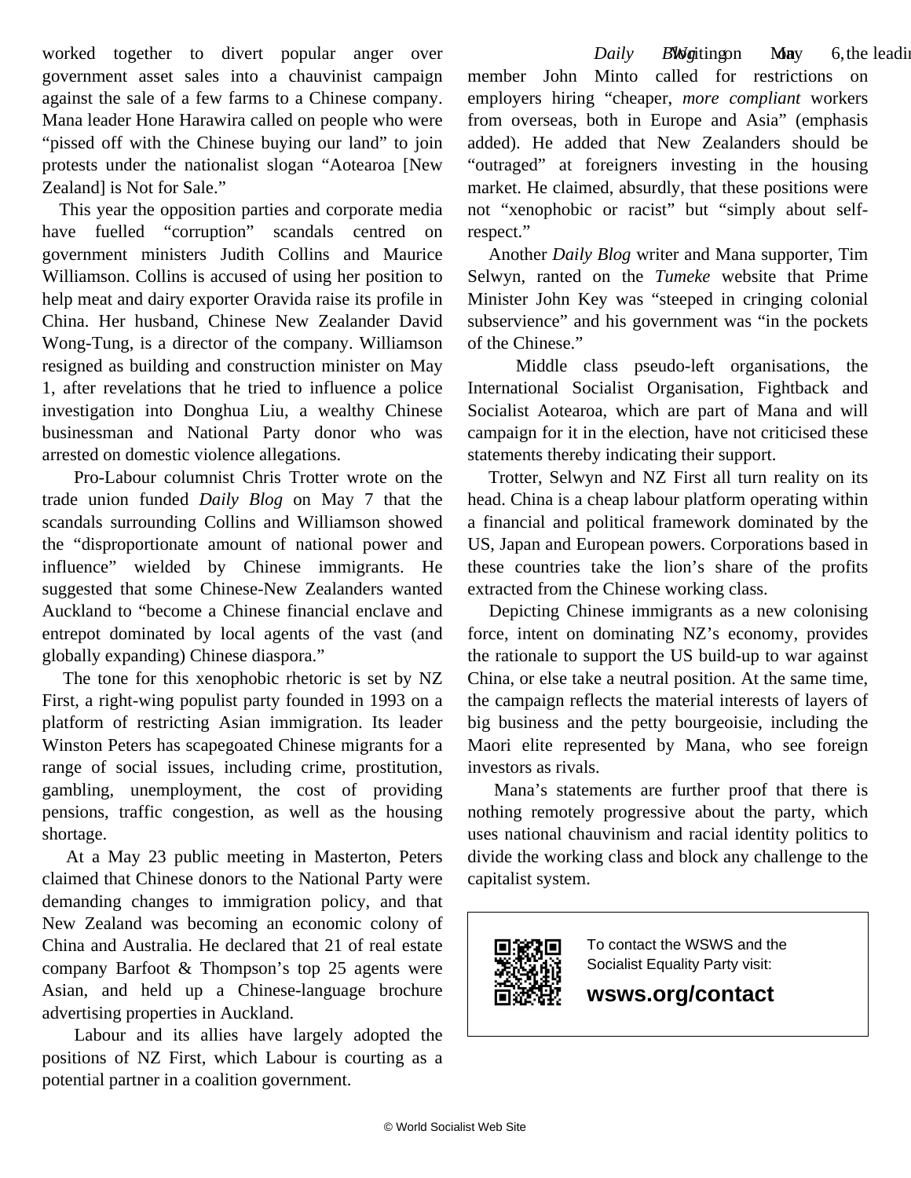worked together to divert popular anger over government asset sales into a chauvinist campaign against the sale of a few farms to a Chinese company. Mana leader Hone Harawira called on people who were "pissed off with the Chinese buying our land" to join protests under the nationalist slogan "Aotearoa [New Zealand] is Not for Sale."

This year the opposition parties and corporate media have fuelled "corruption" scandals centred on government ministers Judith Collins and Maurice Williamson. Collins is accused of using her position to help meat and dairy exporter Oravida raise its profile in China. Her husband, Chinese New Zealander David Wong-Tung, is a director of the company. Williamson resigned as building and construction minister on May 1, after revelations that he tried to influence a police investigation into Donghua Liu, a wealthy Chinese businessman and National Party donor who was arrested on domestic violence allegations.

Pro-Labour columnist Chris Trotter wrote on the trade union funded *Daily Blog* on May 7 that the scandals surrounding Collins and Williamson showed the "disproportionate amount of national power and influence" wielded by Chinese immigrants. He suggested that some Chinese-New Zealanders wanted Auckland to "become a Chinese financial enclave and entrepot dominated by local agents of the vast (and globally expanding) Chinese diaspora."

The tone for this xenophobic rhetoric is set by NZ First, a right-wing populist party founded in 1993 on a platform of restricting Asian immigration. Its leader Winston Peters has scapegoated Chinese migrants for a range of social issues, including crime, prostitution, gambling, unemployment, the cost of providing pensions, traffic congestion, as well as the housing shortage.

At a May 23 public meeting in Masterton, Peters claimed that Chinese donors to the National Party were demanding changes to immigration policy, and that New Zealand was becoming an economic colony of China and Australia. He declared that 21 of real estate company Barfoot & Thompson's top 25 agents were Asian, and held up a Chinese-language brochure advertising properties in Auckland.

Labour and its allies have largely adopted the positions of NZ First, which Labour is courting as a potential partner in a coalition government.

Writing on May 6, the leading *Daily Blog* member John Minto called for restrictions on employers hiring "cheaper, *more compliant* workers from overseas, both in Europe and Asia" (emphasis added). He added that New Zealanders should be "outraged" at foreigners investing in the housing market. He claimed, absurdly, that these positions were not "xenophobic or racist" but "simply about self-respect."

Another *Daily Blog* writer and Mana supporter, Tim Selwyn, ranted on the *Tumeke* website that Prime Minister John Key was "steeped in cringing colonial subservience" and his government was "in the pockets of the Chinese."

Middle class pseudo-left organisations, the International Socialist Organisation, Fightback and Socialist Aotearoa, which are part of Mana and will campaign for it in the election, have not criticised these statements thereby indicating their support.

Trotter, Selwyn and NZ First all turn reality on its head. China is a cheap labour platform operating within a financial and political framework dominated by the US, Japan and European powers. Corporations based in these countries take the lion's share of the profits extracted from the Chinese working class.

Depicting Chinese immigrants as a new colonising force, intent on dominating NZ's economy, provides the rationale to support the US build-up to war against China, or else take a neutral position. At the same time, the campaign reflects the material interests of layers of big business and the petty bourgeoisie, including the Maori elite represented by Mana, who see foreign investors as rivals.

Mana's statements are further proof that there is nothing remotely progressive about the party, which uses national chauvinism and racial identity politics to divide the working class and block any challenge to the capitalist system.

To contact the WSWS and the Socialist Equality Party visit:

**wsws.org/contact**